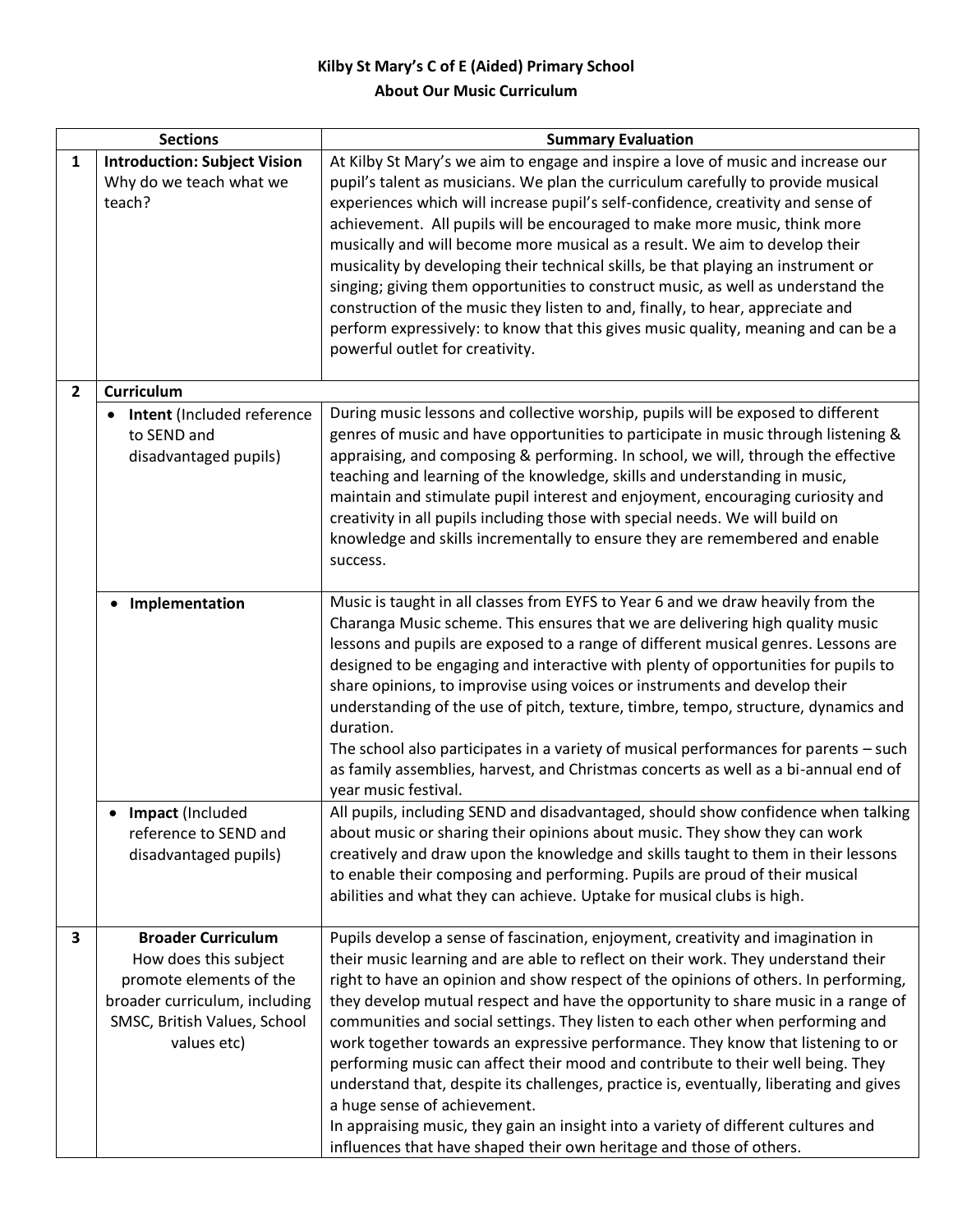**Kilby St Mary's C of E (Aided) Primary School**
**About Our Music Curriculum**

| | Sections | Summary Evaluation |
|---|---|---|
| **1** | **Introduction: Subject Vision** Why do we teach what we teach? | At Kilby St Mary's we aim to engage and inspire a love of music and increase our pupil's talent as musicians. We plan the curriculum carefully to provide musical experiences which will increase pupil's self-confidence, creativity and sense of achievement. All pupils will be encouraged to make more music, think more musically and will become more musical as a result. We aim to develop their musicality by developing their technical skills, be that playing an instrument or singing; giving them opportunities to construct music, as well as understand the construction of the music they listen to and, finally, to hear, appreciate and perform expressively: to know that this gives music quality, meaning and can be a powerful outlet for creativity. |
| **2** | **Curriculum** | |
| | • **Intent** (Included reference to SEND and disadvantaged pupils) | During music lessons and collective worship, pupils will be exposed to different genres of music and have opportunities to participate in music through listening & appraising, and composing & performing. In school, we will, through the effective teaching and learning of the knowledge, skills and understanding in music, maintain and stimulate pupil interest and enjoyment, encouraging curiosity and creativity in all pupils including those with special needs. We will build on knowledge and skills incrementally to ensure they are remembered and enable success. |
| | • **Implementation** | Music is taught in all classes from EYFS to Year 6 and we draw heavily from the Charanga Music scheme. This ensures that we are delivering high quality music lessons and pupils are exposed to a range of different musical genres. Lessons are designed to be engaging and interactive with plenty of opportunities for pupils to share opinions, to improvise using voices or instruments and develop their understanding of the use of pitch, texture, timbre, tempo, structure, dynamics and duration.<br>The school also participates in a variety of musical performances for parents – such as family assemblies, harvest, and Christmas concerts as well as a bi-annual end of year music festival. |
| | • **Impact** (Included reference to SEND and disadvantaged pupils) | All pupils, including SEND and disadvantaged, should show confidence when talking about music or sharing their opinions about music. They show they can work creatively and draw upon the knowledge and skills taught to them in their lessons to enable their composing and performing. Pupils are proud of their musical abilities and what they can achieve. Uptake for musical clubs is high. |
| **3** | **Broader Curriculum** How does this subject promote elements of the broader curriculum, including SMSC, British Values, School values etc) | Pupils develop a sense of fascination, enjoyment, creativity and imagination in their music learning and are able to reflect on their work. They understand their right to have an opinion and show respect of the opinions of others. In performing, they develop mutual respect and have the opportunity to share music in a range of communities and social settings. They listen to each other when performing and work together towards an expressive performance. They know that listening to or performing music can affect their mood and contribute to their well being. They understand that, despite its challenges, practice is, eventually, liberating and gives a huge sense of achievement.<br>In appraising music, they gain an insight into a variety of different cultures and influences that have shaped their own heritage and those of others. |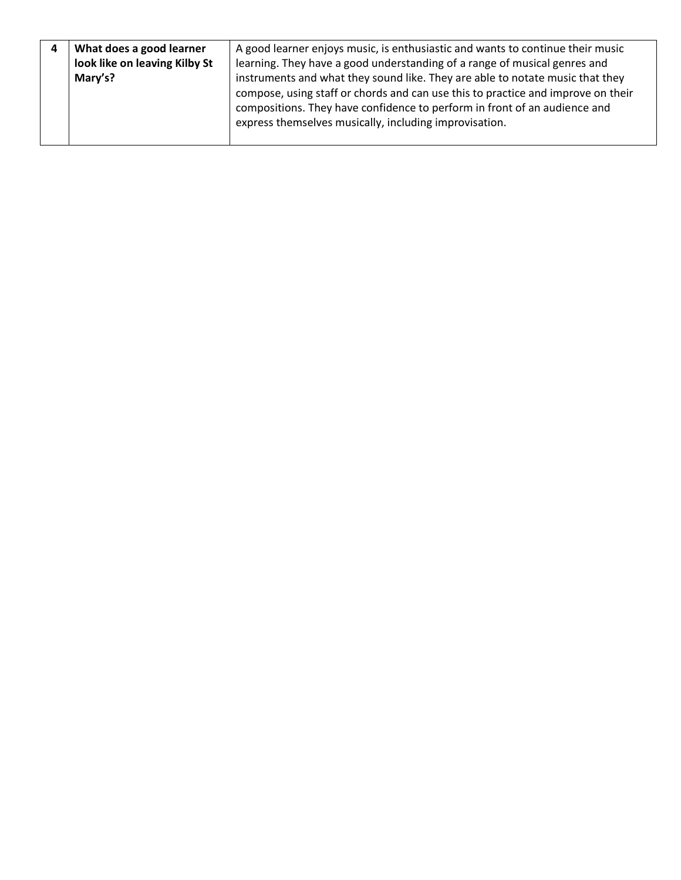| | | |
|---|---|---|
| **4** | **What does a good learner look like on leaving Kilby St Mary's?** | A good learner enjoys music, is enthusiastic and wants to continue their music learning. They have a good understanding of a range of musical genres and instruments and what they sound like. They are able to notate music that they compose, using staff or chords and can use this to practice and improve on their compositions. They have confidence to perform in front of an audience and express themselves musically, including improvisation. |